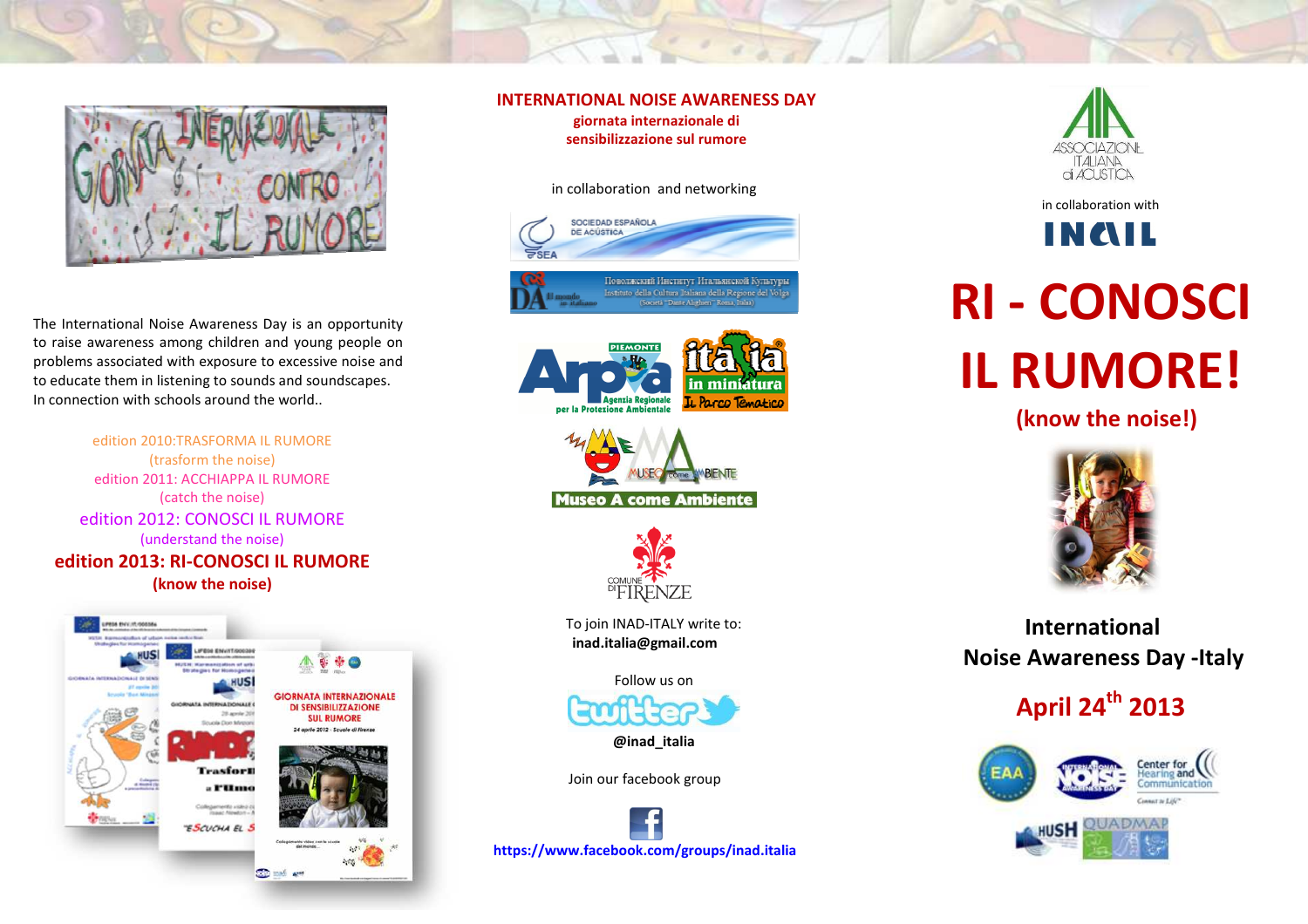The International Noise Awareness Day is an opportunity to raise awareness among children and young people on problems associated with exposure to excessive noise and to educate them in listening to sounds and soundscapes. In connection with schools around the world..

edition 2010:TRASFORMA IL RUMORE
(trasform the noise)
edition 2011: ACCHIAPPA IL RUMORE
(catch the noise)
edition 2012: CONOSCI IL RUMORE
(understand the noise)
**edition 2013: RI-CONOSCI IL RUMORE**
**(know the noise)**

## INTERNATIONAL NOISE AWARENESS DAY

**giornata internazionale di sensibilizzazione sul rumore**

in collaboration and networking

To join INAD-ITALY write to:
**inad.italia@gmail.com**

Follow us on

**@inad_italia**

Join our facebook group

**https://www.facebook.com/groups/inad.italia**

in collaboration with

# RI - CONOSCI IL RUMORE!

**(know the noise!)**

## International Noise Awareness Day -Italy

## April 24th 2013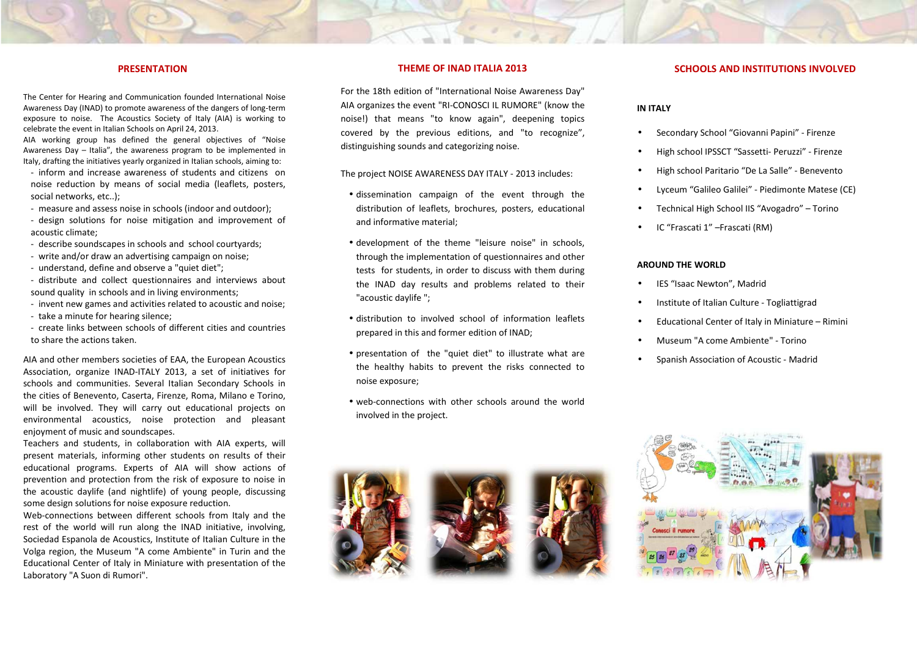## PRESENTATION

The Center for Hearing and Communication founded International Noise Awareness Day (INAD) to promote awareness of the dangers of long-term exposure to noise. The Acoustics Society of Italy (AIA) is working to celebrate the event in Italian Schools on April 24, 2013.

AIA working group has defined the general objectives of "Noise Awareness Day – Italia", the awareness program to be implemented in Italy, drafting the initiatives yearly organized in Italian schools, aiming to:

- inform and increase awareness of students and citizens on noise reduction by means of social media (leaflets, posters, social networks, etc..);
- measure and assess noise in schools (indoor and outdoor);
- design solutions for noise mitigation and improvement of acoustic climate;
- describe soundscapes in schools and school courtyards;
- write and/or draw an advertising campaign on noise;
- understand, define and observe a "quiet diet";
- distribute and collect questionnaires and interviews about sound quality in schools and in living environments;
- invent new games and activities related to acoustic and noise;
- take a minute for hearing silence;
- create links between schools of different cities and countries to share the actions taken.

AIA and other members societies of EAA, the European Acoustics Association, organize INAD-ITALY 2013, a set of initiatives for schools and communities. Several Italian Secondary Schools in the cities of Benevento, Caserta, Firenze, Roma, Milano e Torino, will be involved. They will carry out educational projects on environmental acoustics, noise protection and pleasant enjoyment of music and soundscapes.

Teachers and students, in collaboration with AIA experts, will present materials, informing other students on results of their educational programs. Experts of AIA will show actions of prevention and protection from the risk of exposure to noise in the acoustic daylife (and nightlife) of young people, discussing some design solutions for noise exposure reduction.

Web-connections between different schools from Italy and the rest of the world will run along the INAD initiative, involving, Sociedad Espanola de Acoustics, Institute of Italian Culture in the Volga region, the Museum "A come Ambiente" in Turin and the Educational Center of Italy in Miniature with presentation of the Laboratory "A Suon di Rumori".

## THEME OF INAD ITALIA 2013

For the 18th edition of "International Noise Awareness Day" AIA organizes the event "RI-CONOSCI IL RUMORE" (know the noise!) that means "to know again", deepening topics covered by the previous editions, and "to recognize", distinguishing sounds and categorizing noise.

The project NOISE AWARENESS DAY ITALY - 2013 includes:

- dissemination campaign of the event through the distribution of leaflets, brochures, posters, educational and informative material;
- development of the theme "leisure noise" in schools, through the implementation of questionnaires and other tests for students, in order to discuss with them during the INAD day results and problems related to their "acoustic daylife ";
- distribution to involved school of information leaflets prepared in this and former edition of INAD;
- presentation of the "quiet diet" to illustrate what are the healthy habits to prevent the risks connected to noise exposure;
- web-connections with other schools around the world involved in the project.

## SCHOOLS AND INSTITUTIONS INVOLVED

**IN ITALY**

- Secondary School "Giovanni Papini" - Firenze
- High school IPSSCT "Sassetti- Peruzzi" - Firenze
- High school Paritario "De La Salle" - Benevento
- Lyceum "Galileo Galilei" - Piedimonte Matese (CE)
- Technical High School IIS "Avogadro" – Torino
- IC "Frascati 1" –Frascati (RM)

**AROUND THE WORLD**

- IES "Isaac Newton", Madrid
- Institute of Italian Culture - Togliattigrad
- Educational Center of Italy in Miniature – Rimini
- Museum "A come Ambiente" - Torino
- Spanish Association of Acoustic - Madrid